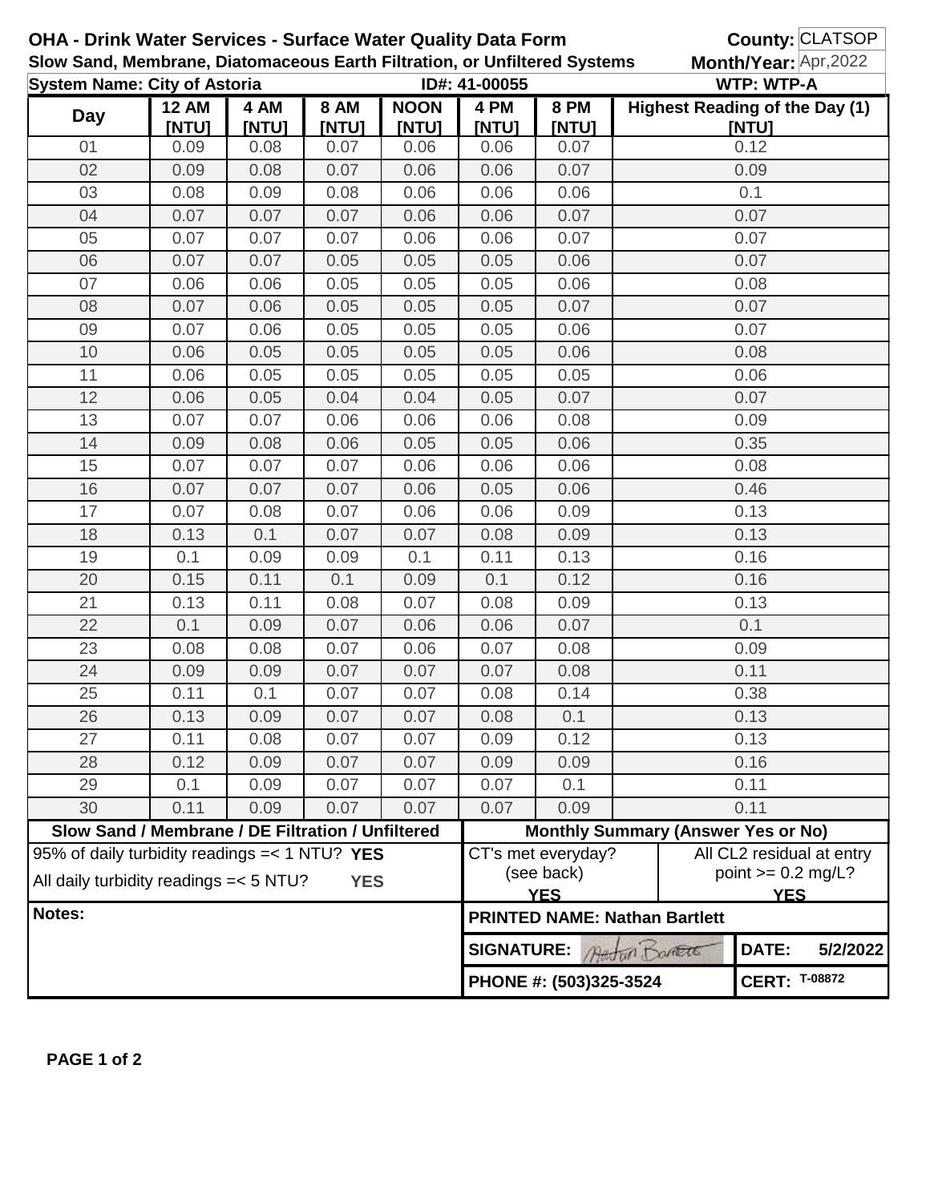**OHA - Drink Water Services - Surface Water Quality Data Form** **County:** CLATSOP

**Slow Sand, Membrane, Diatomaceous Earth Filtration, or Unfiltered Systems** **Month/Year:** Apr,2022

**System Name: City of Astoria** **ID#: 41-00055** **WTP: WTP-A**

| Day | 12 AM [NTU] | 4 AM [NTU] | 8 AM [NTU] | NOON [NTU] | 4 PM [NTU] | 8 PM [NTU] | Highest Reading of the Day (1) [NTU] |
|---|---|---|---|---|---|---|---|
| 01 | 0.09 | 0.08 | 0.07 | 0.06 | 0.06 | 0.07 | 0.12 |
| 02 | 0.09 | 0.08 | 0.07 | 0.06 | 0.06 | 0.07 | 0.09 |
| 03 | 0.08 | 0.09 | 0.08 | 0.06 | 0.06 | 0.06 | 0.1 |
| 04 | 0.07 | 0.07 | 0.07 | 0.06 | 0.06 | 0.07 | 0.07 |
| 05 | 0.07 | 0.07 | 0.07 | 0.06 | 0.06 | 0.07 | 0.07 |
| 06 | 0.07 | 0.07 | 0.05 | 0.05 | 0.05 | 0.06 | 0.07 |
| 07 | 0.06 | 0.06 | 0.05 | 0.05 | 0.05 | 0.06 | 0.08 |
| 08 | 0.07 | 0.06 | 0.05 | 0.05 | 0.05 | 0.07 | 0.07 |
| 09 | 0.07 | 0.06 | 0.05 | 0.05 | 0.05 | 0.06 | 0.07 |
| 10 | 0.06 | 0.05 | 0.05 | 0.05 | 0.05 | 0.06 | 0.08 |
| 11 | 0.06 | 0.05 | 0.05 | 0.05 | 0.05 | 0.05 | 0.06 |
| 12 | 0.06 | 0.05 | 0.04 | 0.04 | 0.05 | 0.07 | 0.07 |
| 13 | 0.07 | 0.07 | 0.06 | 0.06 | 0.06 | 0.08 | 0.09 |
| 14 | 0.09 | 0.08 | 0.06 | 0.05 | 0.05 | 0.06 | 0.35 |
| 15 | 0.07 | 0.07 | 0.07 | 0.06 | 0.06 | 0.06 | 0.08 |
| 16 | 0.07 | 0.07 | 0.07 | 0.06 | 0.05 | 0.06 | 0.46 |
| 17 | 0.07 | 0.08 | 0.07 | 0.06 | 0.06 | 0.09 | 0.13 |
| 18 | 0.13 | 0.1 | 0.07 | 0.07 | 0.08 | 0.09 | 0.13 |
| 19 | 0.1 | 0.09 | 0.09 | 0.1 | 0.11 | 0.13 | 0.16 |
| 20 | 0.15 | 0.11 | 0.1 | 0.09 | 0.1 | 0.12 | 0.16 |
| 21 | 0.13 | 0.11 | 0.08 | 0.07 | 0.08 | 0.09 | 0.13 |
| 22 | 0.1 | 0.09 | 0.07 | 0.06 | 0.06 | 0.07 | 0.1 |
| 23 | 0.08 | 0.08 | 0.07 | 0.06 | 0.07 | 0.08 | 0.09 |
| 24 | 0.09 | 0.09 | 0.07 | 0.07 | 0.07 | 0.08 | 0.11 |
| 25 | 0.11 | 0.1 | 0.07 | 0.07 | 0.08 | 0.14 | 0.38 |
| 26 | 0.13 | 0.09 | 0.07 | 0.07 | 0.08 | 0.1 | 0.13 |
| 27 | 0.11 | 0.08 | 0.07 | 0.07 | 0.09 | 0.12 | 0.13 |
| 28 | 0.12 | 0.09 | 0.07 | 0.07 | 0.09 | 0.09 | 0.16 |
| 29 | 0.1 | 0.09 | 0.07 | 0.07 | 0.07 | 0.1 | 0.11 |
| 30 | 0.11 | 0.09 | 0.07 | 0.07 | 0.07 | 0.09 | 0.11 |

| Slow Sand / Membrane / DE Filtration / Unfiltered | Monthly Summary (Answer Yes or No) | |
|---|---|---|
| 95% of daily turbidity readings =< 1 NTU? **YES** | CT's met everyday? (see back) **YES** | All CL2 residual at entry point >= 0.2 mg/L? **YES** |
| All daily turbidity readings =< 5 NTU? **YES** | | |

**Notes:**

**PRINTED NAME: Nathan Bartlett**

**SIGNATURE:** Nathan Bartlett **DATE:** 5/2/2022

**PHONE #: (503)325-3524** **CERT:** T-08872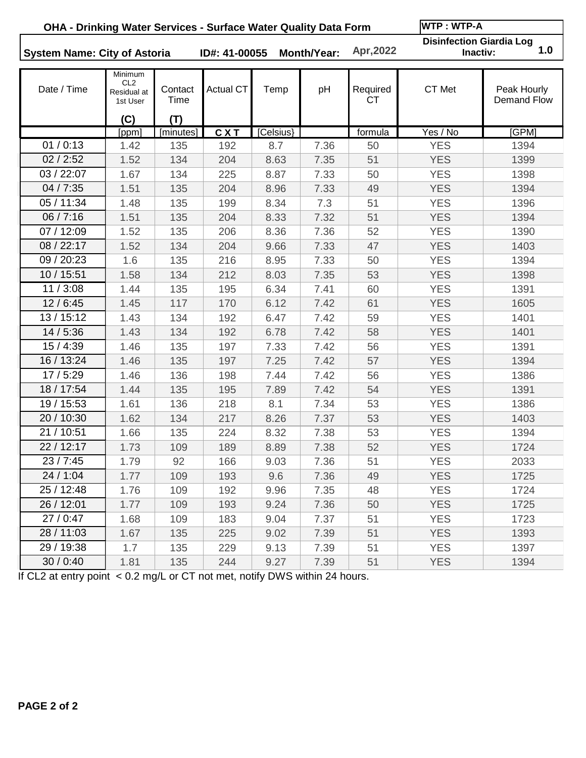**OHA - Drinking Water Services - Surface Water Quality Data Form**

**WTP : WTP-A**

**System Name: City of Astoria** **ID#: 41-00055** **Month/Year:** **Apr,2022**

**Disinfection Giardia Log Inactiv:** **1.0**

| Date / Time | Minimum CL2 Residual at 1st User (C) | Contact Time (T) | Actual CT | Temp | pH | Required CT | CT Met | Peak Hourly Demand Flow |
|---|---|---|---|---|---|---|---|---|
| | [ppm] | [minutes] | C X T | [Celsius} | | formula | Yes / No | [GPM] |
| 01 / 0:13 | 1.42 | 135 | 192 | 8.7 | 7.36 | 50 | YES | 1394 |
| 02 / 2:52 | 1.52 | 134 | 204 | 8.63 | 7.35 | 51 | YES | 1399 |
| 03 / 22:07 | 1.67 | 134 | 225 | 8.87 | 7.33 | 50 | YES | 1398 |
| 04 / 7:35 | 1.51 | 135 | 204 | 8.96 | 7.33 | 49 | YES | 1394 |
| 05 / 11:34 | 1.48 | 135 | 199 | 8.34 | 7.3 | 51 | YES | 1396 |
| 06 / 7:16 | 1.51 | 135 | 204 | 8.33 | 7.32 | 51 | YES | 1394 |
| 07 / 12:09 | 1.52 | 135 | 206 | 8.36 | 7.36 | 52 | YES | 1390 |
| 08 / 22:17 | 1.52 | 134 | 204 | 9.66 | 7.33 | 47 | YES | 1403 |
| 09 / 20:23 | 1.6 | 135 | 216 | 8.95 | 7.33 | 50 | YES | 1394 |
| 10 / 15:51 | 1.58 | 134 | 212 | 8.03 | 7.35 | 53 | YES | 1398 |
| 11 / 3:08 | 1.44 | 135 | 195 | 6.34 | 7.41 | 60 | YES | 1391 |
| 12 / 6:45 | 1.45 | 117 | 170 | 6.12 | 7.42 | 61 | YES | 1605 |
| 13 / 15:12 | 1.43 | 134 | 192 | 6.47 | 7.42 | 59 | YES | 1401 |
| 14 / 5:36 | 1.43 | 134 | 192 | 6.78 | 7.42 | 58 | YES | 1401 |
| 15 / 4:39 | 1.46 | 135 | 197 | 7.33 | 7.42 | 56 | YES | 1391 |
| 16 / 13:24 | 1.46 | 135 | 197 | 7.25 | 7.42 | 57 | YES | 1394 |
| 17 / 5:29 | 1.46 | 136 | 198 | 7.44 | 7.42 | 56 | YES | 1386 |
| 18 / 17:54 | 1.44 | 135 | 195 | 7.89 | 7.42 | 54 | YES | 1391 |
| 19 / 15:53 | 1.61 | 136 | 218 | 8.1 | 7.34 | 53 | YES | 1386 |
| 20 / 10:30 | 1.62 | 134 | 217 | 8.26 | 7.37 | 53 | YES | 1403 |
| 21 / 10:51 | 1.66 | 135 | 224 | 8.32 | 7.38 | 53 | YES | 1394 |
| 22 / 12:17 | 1.73 | 109 | 189 | 8.89 | 7.38 | 52 | YES | 1724 |
| 23 / 7:45 | 1.79 | 92 | 166 | 9.03 | 7.36 | 51 | YES | 2033 |
| 24 / 1:04 | 1.77 | 109 | 193 | 9.6 | 7.36 | 49 | YES | 1725 |
| 25 / 12:48 | 1.76 | 109 | 192 | 9.96 | 7.35 | 48 | YES | 1724 |
| 26 / 12:01 | 1.77 | 109 | 193 | 9.24 | 7.36 | 50 | YES | 1725 |
| 27 / 0:47 | 1.68 | 109 | 183 | 9.04 | 7.37 | 51 | YES | 1723 |
| 28 / 11:03 | 1.67 | 135 | 225 | 9.02 | 7.39 | 51 | YES | 1393 |
| 29 / 19:38 | 1.7 | 135 | 229 | 9.13 | 7.39 | 51 | YES | 1397 |
| 30 / 0:40 | 1.81 | 135 | 244 | 9.27 | 7.39 | 51 | YES | 1394 |

If CL2 at entry point < 0.2 mg/L or CT not met, notify DWS within 24 hours.